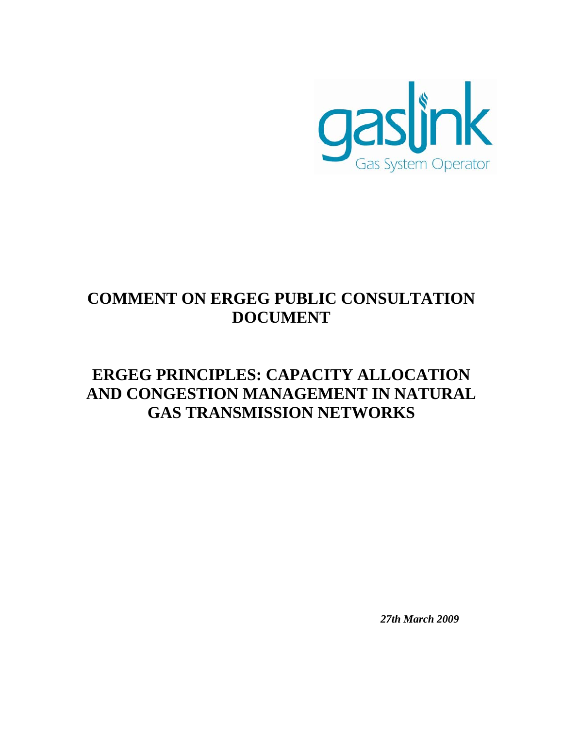gaslink

Gas System Operator

# COMMENT ON ERGEG PUBLIC CONSULTATION DOCUMENT

# ERGEG PRINCIPLES: CAPACITY ALLOCATION AND CONGESTION MANAGEMENT IN NATURAL GAS TRANSMISSION NETWORKS

***27th March 2009***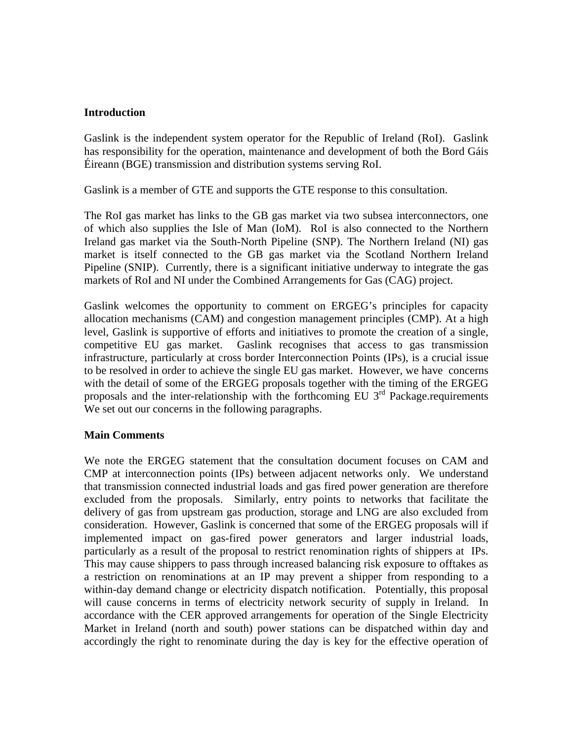**Introduction**

Gaslink is the independent system operator for the Republic of Ireland (RoI). Gaslink has responsibility for the operation, maintenance and development of both the Bord Gáis Éireann (BGE) transmission and distribution systems serving RoI.

Gaslink is a member of GTE and supports the GTE response to this consultation.

The RoI gas market has links to the GB gas market via two subsea interconnectors, one of which also supplies the Isle of Man (IoM). RoI is also connected to the Northern Ireland gas market via the South-North Pipeline (SNP). The Northern Ireland (NI) gas market is itself connected to the GB gas market via the Scotland Northern Ireland Pipeline (SNIP). Currently, there is a significant initiative underway to integrate the gas markets of RoI and NI under the Combined Arrangements for Gas (CAG) project.

Gaslink welcomes the opportunity to comment on ERGEG's principles for capacity allocation mechanisms (CAM) and congestion management principles (CMP). At a high level, Gaslink is supportive of efforts and initiatives to promote the creation of a single, competitive EU gas market. Gaslink recognises that access to gas transmission infrastructure, particularly at cross border Interconnection Points (IPs), is a crucial issue to be resolved in order to achieve the single EU gas market. However, we have concerns with the detail of some of the ERGEG proposals together with the timing of the ERGEG proposals and the inter-relationship with the forthcoming EU 3rd Package.requirements We set out our concerns in the following paragraphs.

**Main Comments**

We note the ERGEG statement that the consultation document focuses on CAM and CMP at interconnection points (IPs) between adjacent networks only. We understand that transmission connected industrial loads and gas fired power generation are therefore excluded from the proposals. Similarly, entry points to networks that facilitate the delivery of gas from upstream gas production, storage and LNG are also excluded from consideration. However, Gaslink is concerned that some of the ERGEG proposals will if implemented impact on gas-fired power generators and larger industrial loads, particularly as a result of the proposal to restrict renomination rights of shippers at IPs. This may cause shippers to pass through increased balancing risk exposure to offtakes as a restriction on renominations at an IP may prevent a shipper from responding to a within-day demand change or electricity dispatch notification. Potentially, this proposal will cause concerns in terms of electricity network security of supply in Ireland. In accordance with the CER approved arrangements for operation of the Single Electricity Market in Ireland (north and south) power stations can be dispatched within day and accordingly the right to renominate during the day is key for the effective operation of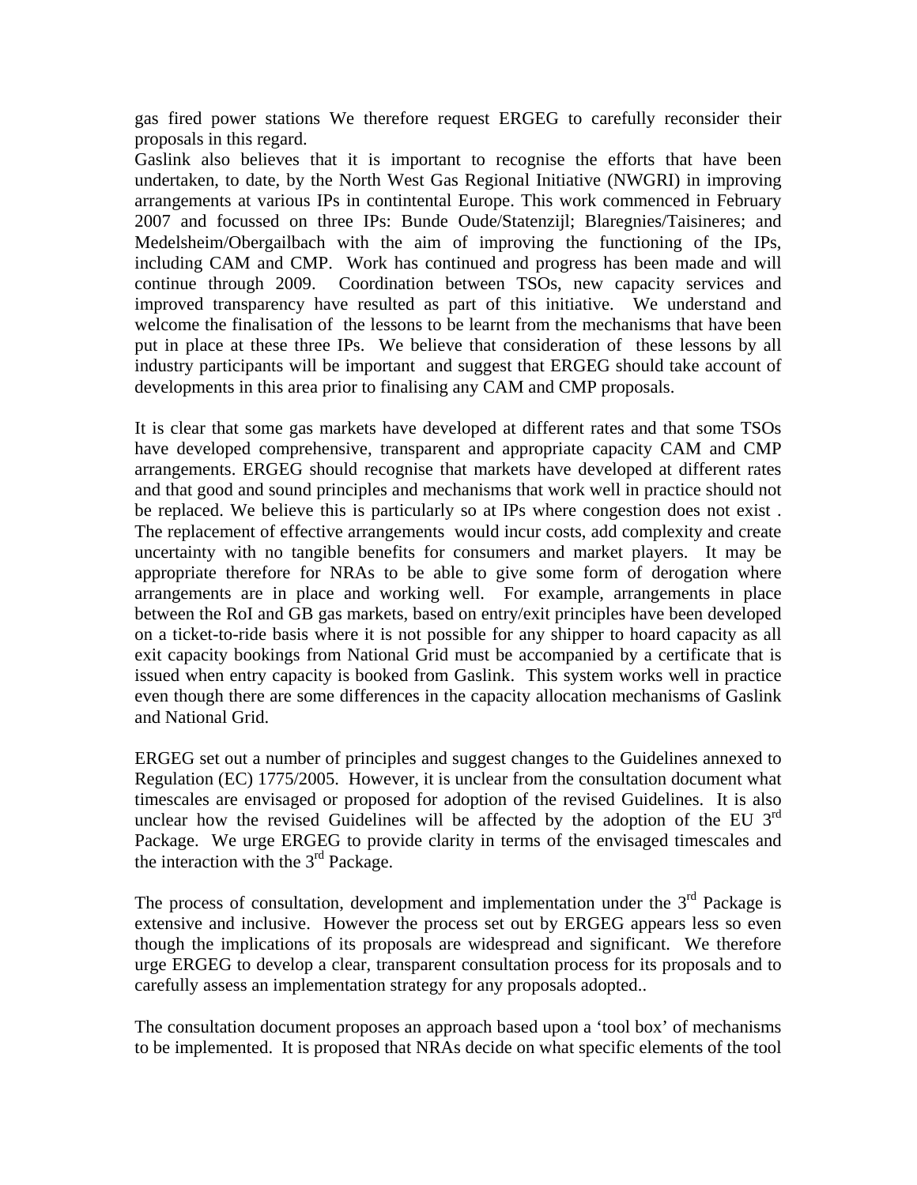gas fired power stations We therefore request ERGEG to carefully reconsider their proposals in this regard.

Gaslink also believes that it is important to recognise the efforts that have been undertaken, to date, by the North West Gas Regional Initiative (NWGRI) in improving arrangements at various IPs in contintental Europe. This work commenced in February 2007 and focussed on three IPs: Bunde Oude/Statenzijl; Blaregnies/Taisineres; and Medelsheim/Obergailbach with the aim of improving the functioning of the IPs, including CAM and CMP. Work has continued and progress has been made and will continue through 2009. Coordination between TSOs, new capacity services and improved transparency have resulted as part of this initiative. We understand and welcome the finalisation of the lessons to be learnt from the mechanisms that have been put in place at these three IPs. We believe that consideration of these lessons by all industry participants will be important and suggest that ERGEG should take account of developments in this area prior to finalising any CAM and CMP proposals.

It is clear that some gas markets have developed at different rates and that some TSOs have developed comprehensive, transparent and appropriate capacity CAM and CMP arrangements. ERGEG should recognise that markets have developed at different rates and that good and sound principles and mechanisms that work well in practice should not be replaced. We believe this is particularly so at IPs where congestion does not exist . The replacement of effective arrangements would incur costs, add complexity and create uncertainty with no tangible benefits for consumers and market players. It may be appropriate therefore for NRAs to be able to give some form of derogation where arrangements are in place and working well. For example, arrangements in place between the RoI and GB gas markets, based on entry/exit principles have been developed on a ticket-to-ride basis where it is not possible for any shipper to hoard capacity as all exit capacity bookings from National Grid must be accompanied by a certificate that is issued when entry capacity is booked from Gaslink. This system works well in practice even though there are some differences in the capacity allocation mechanisms of Gaslink and National Grid.

ERGEG set out a number of principles and suggest changes to the Guidelines annexed to Regulation (EC) 1775/2005. However, it is unclear from the consultation document what timescales are envisaged or proposed for adoption of the revised Guidelines. It is also unclear how the revised Guidelines will be affected by the adoption of the EU 3rd Package. We urge ERGEG to provide clarity in terms of the envisaged timescales and the interaction with the 3rd Package.

The process of consultation, development and implementation under the 3rd Package is extensive and inclusive. However the process set out by ERGEG appears less so even though the implications of its proposals are widespread and significant. We therefore urge ERGEG to develop a clear, transparent consultation process for its proposals and to carefully assess an implementation strategy for any proposals adopted..

The consultation document proposes an approach based upon a 'tool box' of mechanisms to be implemented. It is proposed that NRAs decide on what specific elements of the tool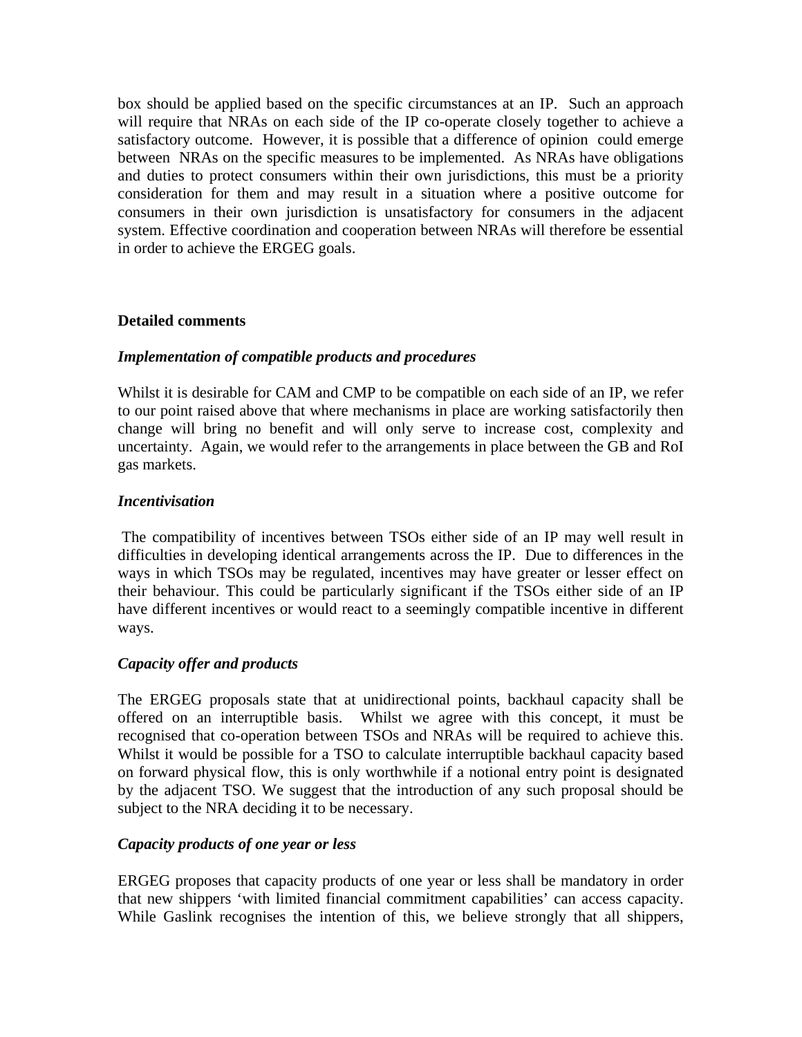box should be applied based on the specific circumstances at an IP. Such an approach will require that NRAs on each side of the IP co-operate closely together to achieve a satisfactory outcome. However, it is possible that a difference of opinion could emerge between NRAs on the specific measures to be implemented. As NRAs have obligations and duties to protect consumers within their own jurisdictions, this must be a priority consideration for them and may result in a situation where a positive outcome for consumers in their own jurisdiction is unsatisfactory for consumers in the adjacent system. Effective coordination and cooperation between NRAs will therefore be essential in order to achieve the ERGEG goals.

**Detailed comments**

***Implementation of compatible products and procedures***

Whilst it is desirable for CAM and CMP to be compatible on each side of an IP, we refer to our point raised above that where mechanisms in place are working satisfactorily then change will bring no benefit and will only serve to increase cost, complexity and uncertainty. Again, we would refer to the arrangements in place between the GB and RoI gas markets.

***Incentivisation***

The compatibility of incentives between TSOs either side of an IP may well result in difficulties in developing identical arrangements across the IP. Due to differences in the ways in which TSOs may be regulated, incentives may have greater or lesser effect on their behaviour. This could be particularly significant if the TSOs either side of an IP have different incentives or would react to a seemingly compatible incentive in different ways.

***Capacity offer and products***

The ERGEG proposals state that at unidirectional points, backhaul capacity shall be offered on an interruptible basis. Whilst we agree with this concept, it must be recognised that co-operation between TSOs and NRAs will be required to achieve this. Whilst it would be possible for a TSO to calculate interruptible backhaul capacity based on forward physical flow, this is only worthwhile if a notional entry point is designated by the adjacent TSO. We suggest that the introduction of any such proposal should be subject to the NRA deciding it to be necessary.

***Capacity products of one year or less***

ERGEG proposes that capacity products of one year or less shall be mandatory in order that new shippers 'with limited financial commitment capabilities' can access capacity. While Gaslink recognises the intention of this, we believe strongly that all shippers,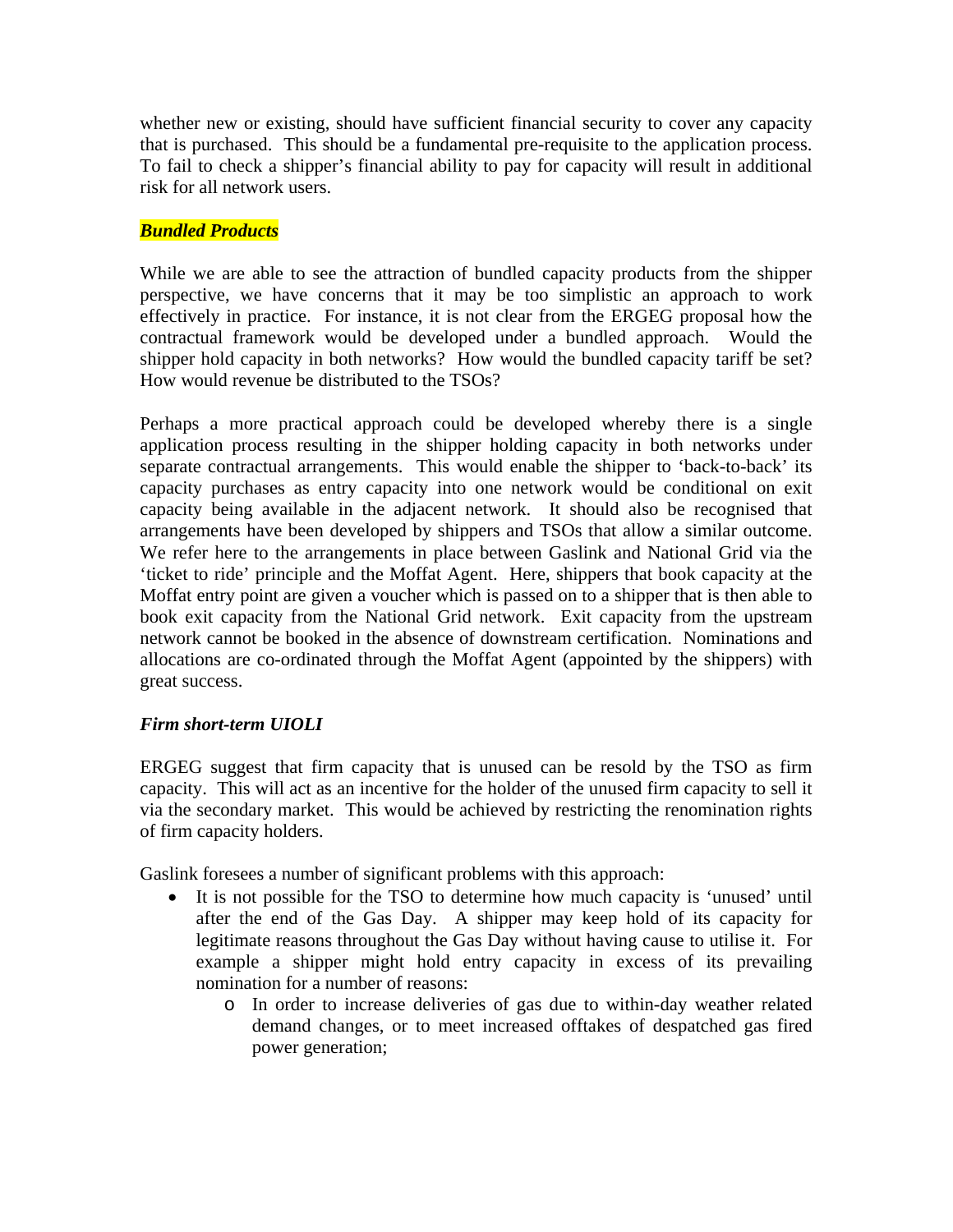whether new or existing, should have sufficient financial security to cover any capacity that is purchased. This should be a fundamental pre-requisite to the application process. To fail to check a shipper's financial ability to pay for capacity will result in additional risk for all network users.

***Bundled Products***

While we are able to see the attraction of bundled capacity products from the shipper perspective, we have concerns that it may be too simplistic an approach to work effectively in practice. For instance, it is not clear from the ERGEG proposal how the contractual framework would be developed under a bundled approach. Would the shipper hold capacity in both networks? How would the bundled capacity tariff be set? How would revenue be distributed to the TSOs?

Perhaps a more practical approach could be developed whereby there is a single application process resulting in the shipper holding capacity in both networks under separate contractual arrangements. This would enable the shipper to 'back-to-back' its capacity purchases as entry capacity into one network would be conditional on exit capacity being available in the adjacent network. It should also be recognised that arrangements have been developed by shippers and TSOs that allow a similar outcome. We refer here to the arrangements in place between Gaslink and National Grid via the 'ticket to ride' principle and the Moffat Agent. Here, shippers that book capacity at the Moffat entry point are given a voucher which is passed on to a shipper that is then able to book exit capacity from the National Grid network. Exit capacity from the upstream network cannot be booked in the absence of downstream certification. Nominations and allocations are co-ordinated through the Moffat Agent (appointed by the shippers) with great success.

***Firm short-term UIOLI***

ERGEG suggest that firm capacity that is unused can be resold by the TSO as firm capacity. This will act as an incentive for the holder of the unused firm capacity to sell it via the secondary market. This would be achieved by restricting the renomination rights of firm capacity holders.

Gaslink foresees a number of significant problems with this approach:

- It is not possible for the TSO to determine how much capacity is 'unused' until after the end of the Gas Day. A shipper may keep hold of its capacity for legitimate reasons throughout the Gas Day without having cause to utilise it. For example a shipper might hold entry capacity in excess of its prevailing nomination for a number of reasons:
    - In order to increase deliveries of gas due to within-day weather related demand changes, or to meet increased offtakes of despatched gas fired power generation;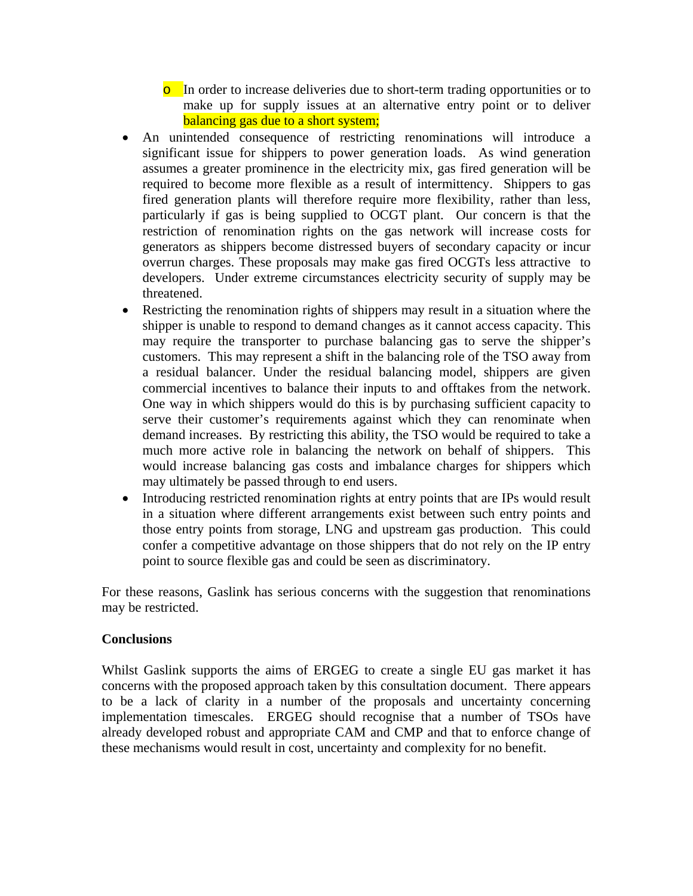- In order to increase deliveries due to short-term trading opportunities or to make up for supply issues at an alternative entry point or to deliver balancing gas due to a short system;
- An unintended consequence of restricting renominations will introduce a significant issue for shippers to power generation loads. As wind generation assumes a greater prominence in the electricity mix, gas fired generation will be required to become more flexible as a result of intermittency. Shippers to gas fired generation plants will therefore require more flexibility, rather than less, particularly if gas is being supplied to OCGT plant. Our concern is that the restriction of renomination rights on the gas network will increase costs for generators as shippers become distressed buyers of secondary capacity or incur overrun charges. These proposals may make gas fired OCGTs less attractive to developers. Under extreme circumstances electricity security of supply may be threatened.
- Restricting the renomination rights of shippers may result in a situation where the shipper is unable to respond to demand changes as it cannot access capacity. This may require the transporter to purchase balancing gas to serve the shipper's customers. This may represent a shift in the balancing role of the TSO away from a residual balancer. Under the residual balancing model, shippers are given commercial incentives to balance their inputs to and offtakes from the network. One way in which shippers would do this is by purchasing sufficient capacity to serve their customer's requirements against which they can renominate when demand increases. By restricting this ability, the TSO would be required to take a much more active role in balancing the network on behalf of shippers. This would increase balancing gas costs and imbalance charges for shippers which may ultimately be passed through to end users.
- Introducing restricted renomination rights at entry points that are IPs would result in a situation where different arrangements exist between such entry points and those entry points from storage, LNG and upstream gas production. This could confer a competitive advantage on those shippers that do not rely on the IP entry point to source flexible gas and could be seen as discriminatory.

For these reasons, Gaslink has serious concerns with the suggestion that renominations may be restricted.

**Conclusions**

Whilst Gaslink supports the aims of ERGEG to create a single EU gas market it has concerns with the proposed approach taken by this consultation document. There appears to be a lack of clarity in a number of the proposals and uncertainty concerning implementation timescales. ERGEG should recognise that a number of TSOs have already developed robust and appropriate CAM and CMP and that to enforce change of these mechanisms would result in cost, uncertainty and complexity for no benefit.